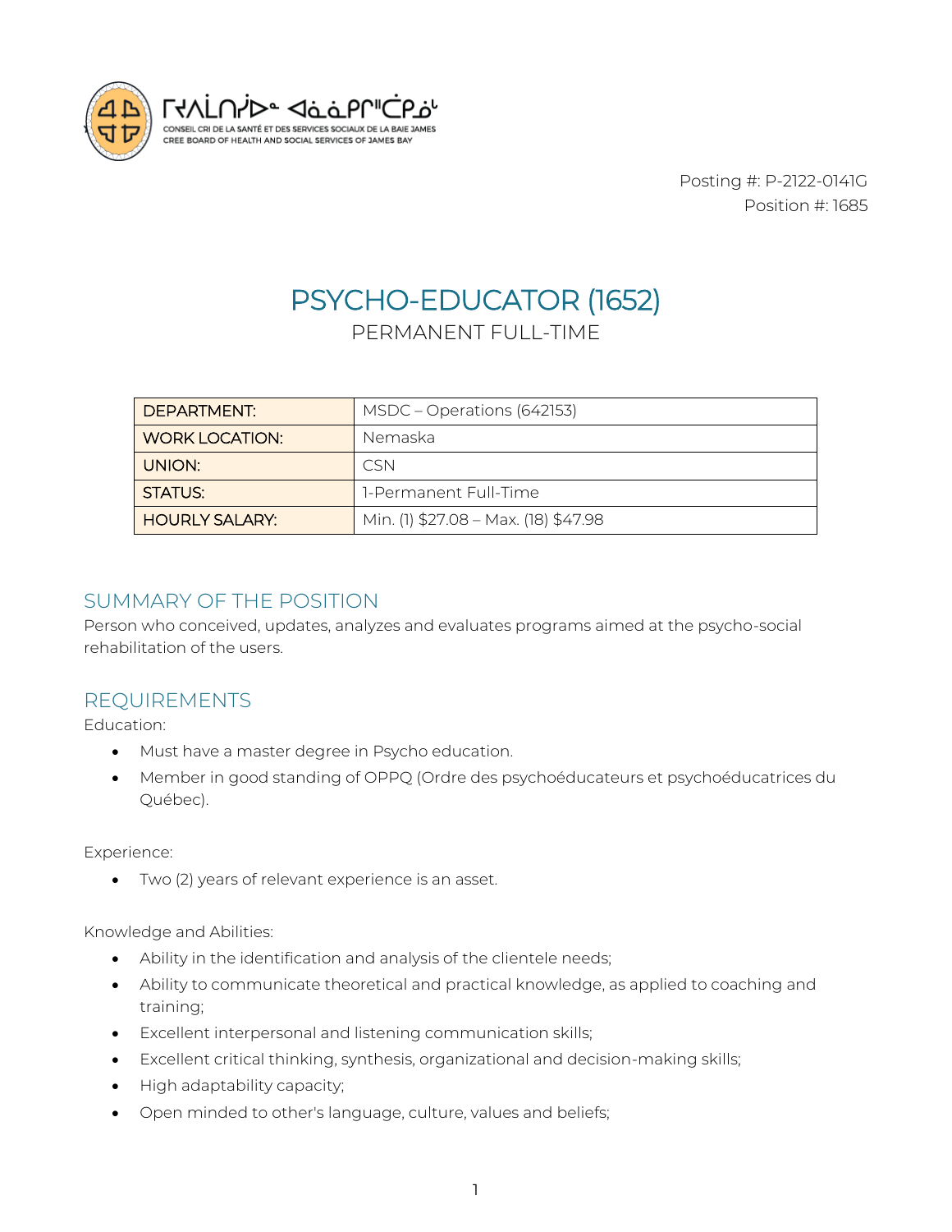ᒋᔅᓯᓈᔨᒡ ᐊᐧᐋᓂᐱᒋᐦᒑᑯᓈᒡ
CONSEIL CRI DE LA SANTÉ ET DES SERVICES SOCIAUX DE LA BAIE JAMES
CREE BOARD OF HEALTH AND SOCIAL SERVICES OF JAMES BAY

Posting #: P-2122-0141G
Position #: 1685

# PSYCHO-EDUCATOR (1652)

PERMANENT FULL-TIME

| DEPARTMENT: | MSDC – Operations (642153) |
|---|---|
| WORK LOCATION: | Nemaska |
| UNION: | CSN |
| STATUS: | 1-Permanent Full-Time |
| HOURLY SALARY: | Min. (1) $27.08 – Max. (18) $47.98 |

## SUMMARY OF THE POSITION

Person who conceived, updates, analyzes and evaluates programs aimed at the psycho-social rehabilitation of the users.

## REQUIREMENTS

Education:

- Must have a master degree in Psycho education.
- Member in good standing of OPPQ (Ordre des psychoéducateurs et psychoéducatrices du Québec).

Experience:

- Two (2) years of relevant experience is an asset.

Knowledge and Abilities:

- Ability in the identification and analysis of the clientele needs;
- Ability to communicate theoretical and practical knowledge, as applied to coaching and training;
- Excellent interpersonal and listening communication skills;
- Excellent critical thinking, synthesis, organizational and decision-making skills;
- High adaptability capacity;
- Open minded to other's language, culture, values and beliefs;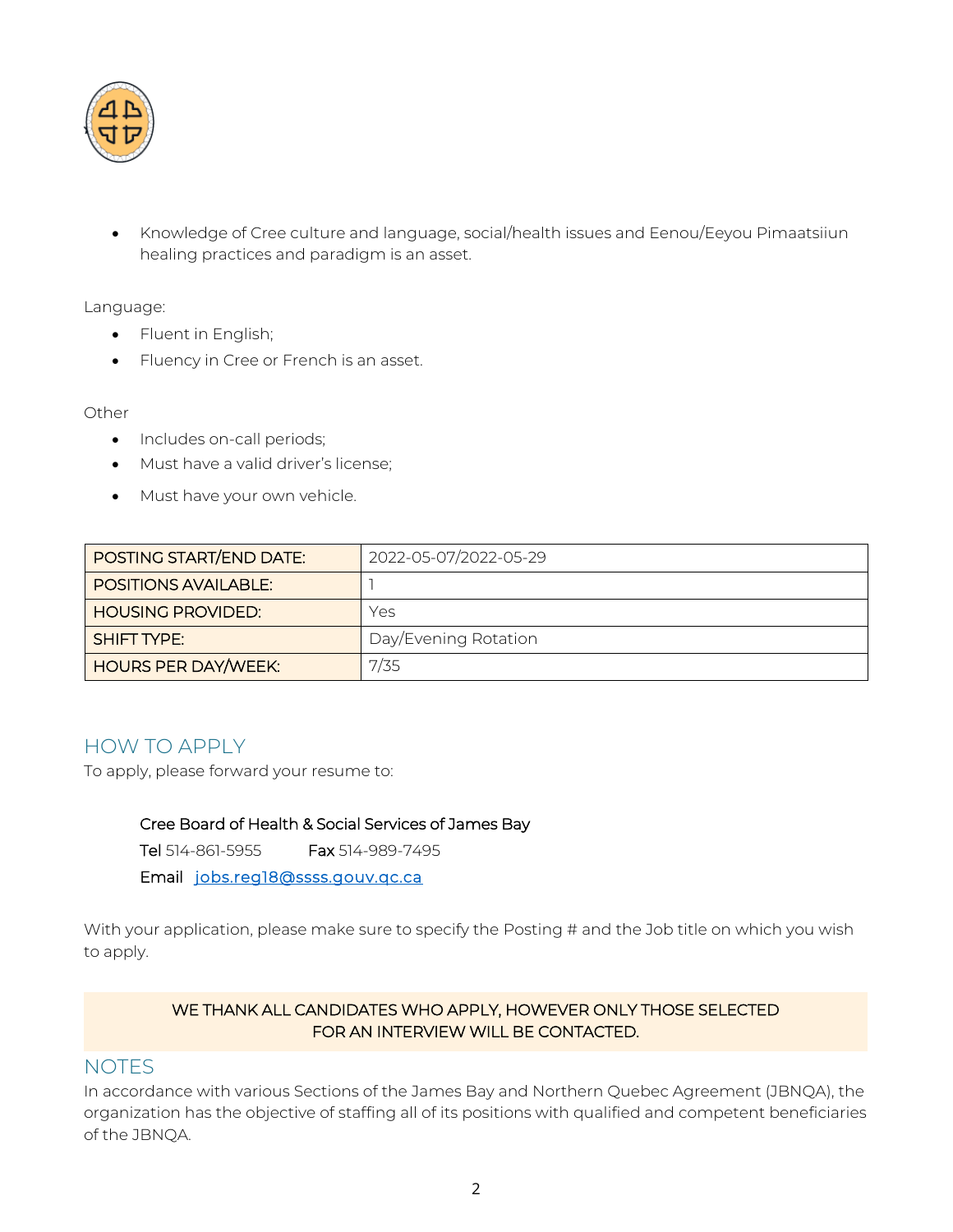- Knowledge of Cree culture and language, social/health issues and Eenou/Eeyou Pimaatsiiun healing practices and paradigm is an asset.

Language:

- Fluent in English;
- Fluency in Cree or French is an asset.

Other

- Includes on-call periods;
- Must have a valid driver's license;
- Must have your own vehicle.

| | |
|---|---|
| POSTING START/END DATE: | 2022-05-07/2022-05-29 |
| POSITIONS AVAILABLE: | 1 |
| HOUSING PROVIDED: | Yes |
| SHIFT TYPE: | Day/Evening Rotation |
| HOURS PER DAY/WEEK: | 7/35 |

## HOW TO APPLY

To apply, please forward your resume to:

Cree Board of Health & Social Services of James Bay
**Tel** 514-861-5955 **Fax** 514-989-7495
**Email** jobs.reg18@ssss.gouv.qc.ca

With your application, please make sure to specify the Posting # and the Job title on which you wish to apply.

WE THANK ALL CANDIDATES WHO APPLY, HOWEVER ONLY THOSE SELECTED FOR AN INTERVIEW WILL BE CONTACTED.

## NOTES

In accordance with various Sections of the James Bay and Northern Quebec Agreement (JBNQA), the organization has the objective of staffing all of its positions with qualified and competent beneficiaries of the JBNQA.